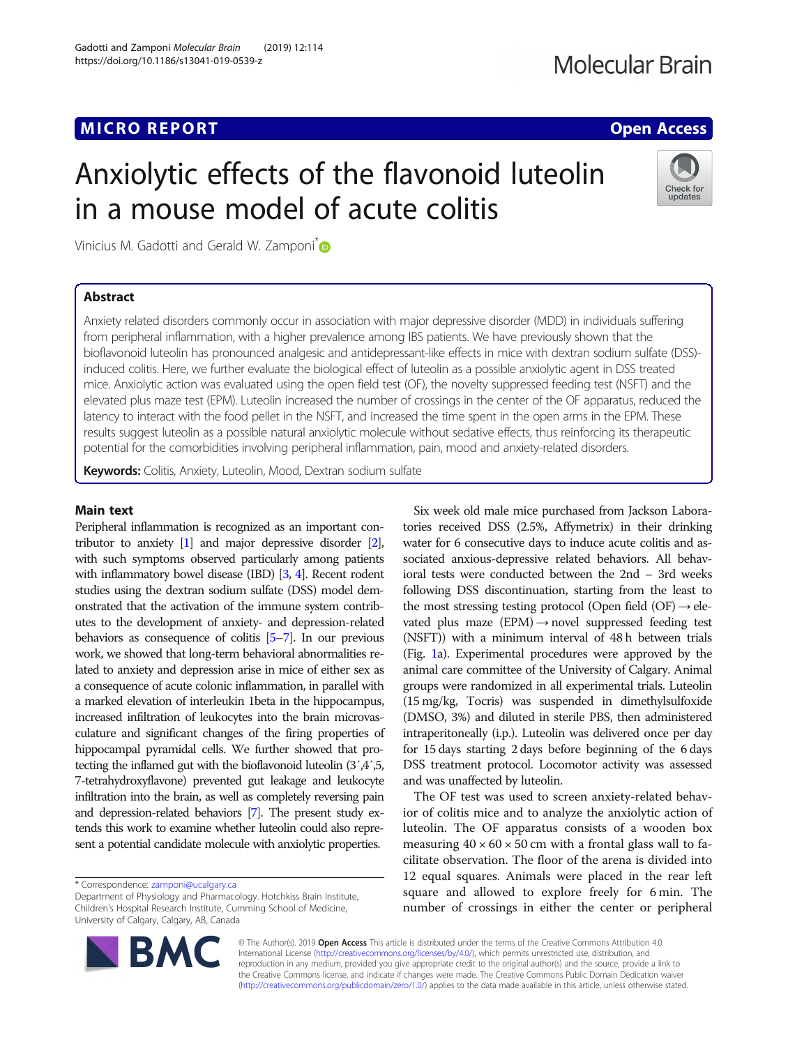MICRO REPORT

Open Access

# Anxiolytic effects of the flavonoid luteolin in a mouse model of acute colitis

Vinicius M. Gadotti and Gerald W. Zamponi*

## Abstract

Anxiety related disorders commonly occur in association with major depressive disorder (MDD) in individuals suffering from peripheral inflammation, with a higher prevalence among IBS patients. We have previously shown that the bioflavonoid luteolin has pronounced analgesic and antidepressant-like effects in mice with dextran sodium sulfate (DSS)-induced colitis. Here, we further evaluate the biological effect of luteolin as a possible anxiolytic agent in DSS treated mice. Anxiolytic action was evaluated using the open field test (OF), the novelty suppressed feeding test (NSFT) and the elevated plus maze test (EPM). Luteolin increased the number of crossings in the center of the OF apparatus, reduced the latency to interact with the food pellet in the NSFT, and increased the time spent in the open arms in the EPM. These results suggest luteolin as a possible natural anxiolytic molecule without sedative effects, thus reinforcing its therapeutic potential for the comorbidities involving peripheral inflammation, pain, mood and anxiety-related disorders.

**Keywords:** Colitis, Anxiety, Luteolin, Mood, Dextran sodium sulfate

## Main text

Peripheral inflammation is recognized as an important contributor to anxiety [1] and major depressive disorder [2], with such symptoms observed particularly among patients with inflammatory bowel disease (IBD) [3, 4]. Recent rodent studies using the dextran sodium sulfate (DSS) model demonstrated that the activation of the immune system contributes to the development of anxiety- and depression-related behaviors as consequence of colitis [5–7]. In our previous work, we showed that long-term behavioral abnormalities related to anxiety and depression arise in mice of either sex as a consequence of acute colonic inflammation, in parallel with a marked elevation of interleukin 1beta in the hippocampus, increased infiltration of leukocytes into the brain microvasculature and significant changes of the firing properties of hippocampal pyramidal cells. We further showed that protecting the inflamed gut with the bioflavonoid luteolin (3′,4′,5,7-tetrahydroxyflavone) prevented gut leakage and leukocyte infiltration into the brain, as well as completely reversing pain and depression-related behaviors [7]. The present study extends this work to examine whether luteolin could also represent a potential candidate molecule with anxiolytic properties.

Six week old male mice purchased from Jackson Laboratories received DSS (2.5%, Affymetrix) in their drinking water for 6 consecutive days to induce acute colitis and associated anxious-depressive related behaviors. All behavioral tests were conducted between the 2nd – 3rd weeks following DSS discontinuation, starting from the least to the most stressing testing protocol (Open field (OF) → elevated plus maze (EPM) → novel suppressed feeding test (NSFT)) with a minimum interval of 48 h between trials (Fig. 1a). Experimental procedures were approved by the animal care committee of the University of Calgary. Animal groups were randomized in all experimental trials. Luteolin (15 mg/kg, Tocris) was suspended in dimethylsulfoxide (DMSO, 3%) and diluted in sterile PBS, then administered intraperitoneally (i.p.). Luteolin was delivered once per day for 15 days starting 2 days before beginning of the 6 days DSS treatment protocol. Locomotor activity was assessed and was unaffected by luteolin.

The OF test was used to screen anxiety-related behavior of colitis mice and to analyze the anxiolytic action of luteolin. The OF apparatus consists of a wooden box measuring 40 × 60 × 50 cm with a frontal glass wall to facilitate observation. The floor of the arena is divided into 12 equal squares. Animals were placed in the rear left square and allowed to explore freely for 6 min. The number of crossings in either the center or peripheral

* Correspondence: zamponi@ucalgary.ca
Department of Physiology and Pharmacology. Hotchkiss Brain Institute, Children's Hospital Research Institute, Cumming School of Medicine, University of Calgary, Calgary, AB, Canada

© The Author(s). 2019 **Open Access** This article is distributed under the terms of the Creative Commons Attribution 4.0 International License (http://creativecommons.org/licenses/by/4.0/), which permits unrestricted use, distribution, and reproduction in any medium, provided you give appropriate credit to the original author(s) and the source, provide a link to the Creative Commons license, and indicate if changes were made. The Creative Commons Public Domain Dedication waiver (http://creativecommons.org/publicdomain/zero/1.0/) applies to the data made available in this article, unless otherwise stated.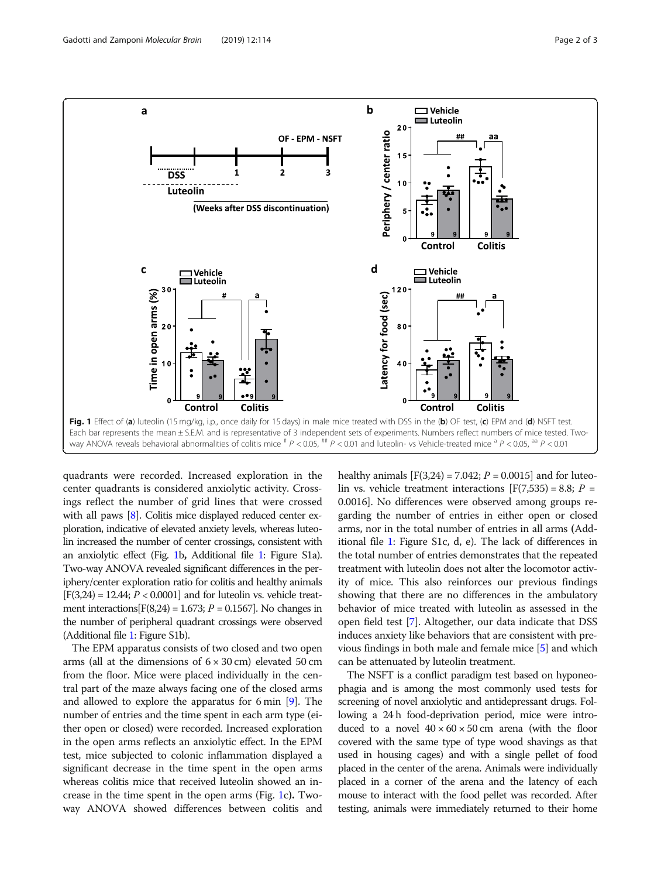Fig. 1 Effect of (a) luteolin (15 mg/kg, i.p., once daily for 15 days) in male mice treated with DSS in the (b) OF test, (c) EPM and (d) NSFT test. Each bar represents the mean ± S.E.M. and is representative of 3 independent sets of experiments. Numbers reflect numbers of mice tested. Two-way ANOVA reveals behavioral abnormalities of colitis mice [#] $P < 0.05$, [##] $P < 0.01$ and luteolin- vs Vehicle-treated mice [a] $P < 0.05$, [aa] $P < 0.01$

quadrants were recorded. Increased exploration in the center quadrants is considered anxiolytic activity. Crossings reflect the number of grid lines that were crossed with all paws [8]. Colitis mice displayed reduced center exploration, indicative of elevated anxiety levels, whereas luteolin increased the number of center crossings, consistent with an anxiolytic effect (Fig. 1b, Additional file 1: Figure S1a). Two-way ANOVA revealed significant differences in the periphery/center exploration ratio for colitis and healthy animals [$F(3,24) = 12.44$; $P < 0.0001$] and for luteolin vs. vehicle treatment interactions[$F(8,24) = 1.673$; $P = 0.1567$]. No changes in the number of peripheral quadrant crossings were observed (Additional file 1: Figure S1b).

The EPM apparatus consists of two closed and two open arms (all at the dimensions of 6 × 30 cm) elevated 50 cm from the floor. Mice were placed individually in the central part of the maze always facing one of the closed arms and allowed to explore the apparatus for 6 min [9]. The number of entries and the time spent in each arm type (either open or closed) were recorded. Increased exploration in the open arms reflects an anxiolytic effect. In the EPM test, mice subjected to colonic inflammation displayed a significant decrease in the time spent in the open arms whereas colitis mice that received luteolin showed an increase in the time spent in the open arms (Fig. 1c). Two-way ANOVA showed differences between colitis and healthy animals [$F(3,24) = 7.042$; $P = 0.0015$] and for luteolin vs. vehicle treatment interactions [$F(7,535) = 8.8$; $P = 0.0016$]. No differences were observed among groups regarding the number of entries in either open or closed arms, nor in the total number of entries in all arms (Additional file 1: Figure S1c, d, e). The lack of differences in the total number of entries demonstrates that the repeated treatment with luteolin does not alter the locomotor activity of mice. This also reinforces our previous findings showing that there are no differences in the ambulatory behavior of mice treated with luteolin as assessed in the open field test [7]. Altogether, our data indicate that DSS induces anxiety like behaviors that are consistent with previous findings in both male and female mice [5] and which can be attenuated by luteolin treatment.

The NSFT is a conflict paradigm test based on hyponeophagia and is among the most commonly used tests for screening of novel anxiolytic and antidepressant drugs. Following a 24 h food-deprivation period, mice were introduced to a novel 40 × 60 × 50 cm arena (with the floor covered with the same type of type wood shavings as that used in housing cages) and with a single pellet of food placed in the center of the arena. Animals were individually placed in a corner of the arena and the latency of each mouse to interact with the food pellet was recorded. After testing, animals were immediately returned to their home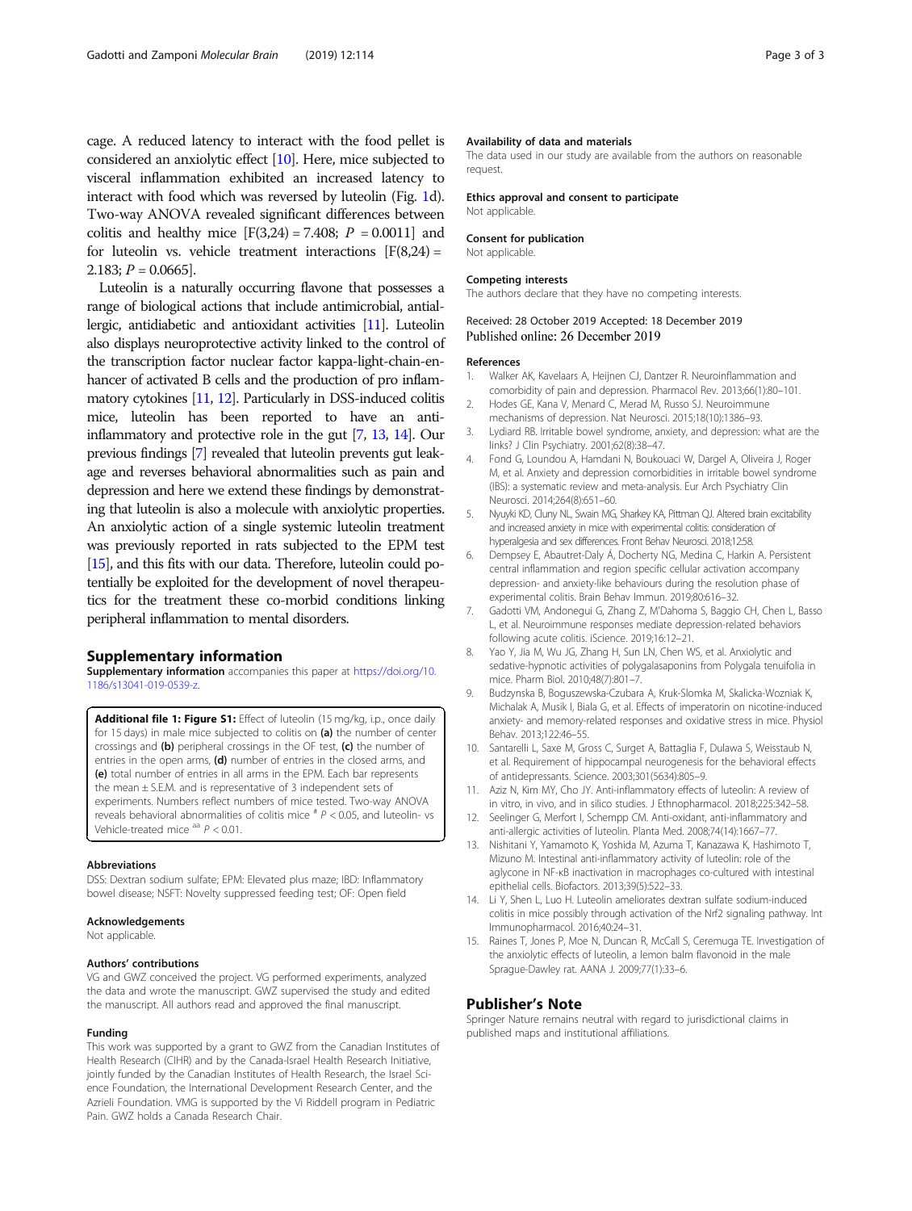cage. A reduced latency to interact with the food pellet is considered an anxiolytic effect [10]. Here, mice subjected to visceral inflammation exhibited an increased latency to interact with food which was reversed by luteolin (Fig. 1d). Two-way ANOVA revealed significant differences between colitis and healthy mice [$F(3,24) = 7.408$; $P = 0.0011$] and for luteolin vs. vehicle treatment interactions [$F(8,24) = 2.183$; $P = 0.0665$].

Luteolin is a naturally occurring flavone that possesses a range of biological actions that include antimicrobial, antiallergic, antidiabetic and antioxidant activities [11]. Luteolin also displays neuroprotective activity linked to the control of the transcription factor nuclear factor kappa-light-chain-enhancer of activated B cells and the production of pro inflammatory cytokines [11, 12]. Particularly in DSS-induced colitis mice, luteolin has been reported to have an anti-inflammatory and protective role in the gut [7, 13, 14]. Our previous findings [7] revealed that luteolin prevents gut leakage and reverses behavioral abnormalities such as pain and depression and here we extend these findings by demonstrating that luteolin is also a molecule with anxiolytic properties. An anxiolytic action of a single systemic luteolin treatment was previously reported in rats subjected to the EPM test [15], and this fits with our data. Therefore, luteolin could potentially be exploited for the development of novel therapeutics for the treatment these co-morbid conditions linking peripheral inflammation to mental disorders.

## Supplementary information

**Supplementary information** accompanies this paper at https://doi.org/10.1186/s13041-019-0539-z.

**Additional file 1: Figure S1:** Effect of luteolin (15 mg/kg, i.p., once daily for 15 days) in male mice subjected to colitis on **(a)** the number of center crossings and **(b)** peripheral crossings in the OF test, **(c)** the number of entries in the open arms, **(d)** number of entries in the closed arms, and **(e)** total number of entries in all arms in the EPM. Each bar represents the mean ± S.E.M. and is representative of 3 independent sets of experiments. Numbers reflect numbers of mice tested. Two-way ANOVA reveals behavioral abnormalities of colitis mice $^{\#}$ $P < 0.05$, and luteolin- vs Vehicle-treated mice $^{aa}$ $P < 0.01$.

### Abbreviations

DSS: Dextran sodium sulfate; EPM: Elevated plus maze; IBD: Inflammatory bowel disease; NSFT: Novelty suppressed feeding test; OF: Open field

### Acknowledgements

Not applicable.

### Authors' contributions

VG and GWZ conceived the project. VG performed experiments, analyzed the data and wrote the manuscript. GWZ supervised the study and edited the manuscript. All authors read and approved the final manuscript.

### Funding

This work was supported by a grant to GWZ from the Canadian Institutes of Health Research (CIHR) and by the Canada-Israel Health Research Initiative, jointly funded by the Canadian Institutes of Health Research, the Israel Science Foundation, the International Development Research Center, and the Azrieli Foundation. VMG is supported by the Vi Riddell program in Pediatric Pain. GWZ holds a Canada Research Chair.

### Availability of data and materials

The data used in our study are available from the authors on reasonable request.

### Ethics approval and consent to participate

Not applicable.

### Consent for publication

Not applicable.

### Competing interests

The authors declare that they have no competing interests.

Received: 28 October 2019 Accepted: 18 December 2019
Published online: 26 December 2019

### References

1. Walker AK, Kavelaars A, Heijnen CJ, Dantzer R. Neuroinflammation and comorbidity of pain and depression. Pharmacol Rev. 2013;66(1):80–101.
2. Hodes GE, Kana V, Menard C, Merad M, Russo SJ. Neuroimmune mechanisms of depression. Nat Neurosci. 2015;18(10):1386–93.
3. Lydiard RB. Irritable bowel syndrome, anxiety, and depression: what are the links? J Clin Psychiatry. 2001;62(8):38–47.
4. Fond G, Loundou A, Hamdani N, Boukouaci W, Dargel A, Oliveira J, Roger M, et al. Anxiety and depression comorbidities in irritable bowel syndrome (IBS): a systematic review and meta-analysis. Eur Arch Psychiatry Clin Neurosci. 2014;264(8):651–60.
5. Nyuyki KD, Cluny NL, Swain MG, Sharkey KA, Pittman QJ. Altered brain excitability and increased anxiety in mice with experimental colitis: consideration of hyperalgesia and sex differences. Front Behav Neurosci. 2018;12:58.
6. Dempsey E, Abautret-Daly Á, Docherty NG, Medina C, Harkin A. Persistent central inflammation and region specific cellular activation accompany depression- and anxiety-like behaviours during the resolution phase of experimental colitis. Brain Behav Immun. 2019;80:616–32.
7. Gadotti VM, Andonegui G, Zhang Z, M'Dahoma S, Baggio CH, Chen L, Basso L, et al. Neuroimmune responses mediate depression-related behaviors following acute colitis. iScience. 2019;16:12–21.
8. Yao Y, Jia M, Wu JG, Zhang H, Sun LN, Chen WS, et al. Anxiolytic and sedative-hypnotic activities of polygalasaponins from Polygala tenuifolia in mice. Pharm Biol. 2010;48(7):801–7.
9. Budzynska B, Boguszewska-Czubara A, Kruk-Slomka M, Skalicka-Wozniak K, Michalak A, Musik I, Biala G, et al. Effects of imperatorin on nicotine-induced anxiety- and memory-related responses and oxidative stress in mice. Physiol Behav. 2013;122:46–55.
10. Santarelli L, Saxe M, Gross C, Surget A, Battaglia F, Dulawa S, Weisstaub N, et al. Requirement of hippocampal neurogenesis for the behavioral effects of antidepressants. Science. 2003;301(5634):805–9.
11. Aziz N, Kim MY, Cho JY. Anti-inflammatory effects of luteolin: A review of in vitro, in vivo, and in silico studies. J Ethnopharmacol. 2018;225:342–58.
12. Seelinger G, Merfort I, Schempp CM. Anti-oxidant, anti-inflammatory and anti-allergic activities of luteolin. Planta Med. 2008;74(14):1667–77.
13. Nishitani Y, Yamamoto K, Yoshida M, Azuma T, Kanazawa K, Hashimoto T, Mizuno M. Intestinal anti-inflammatory activity of luteolin: role of the aglycone in NF-κB inactivation in macrophages co-cultured with intestinal epithelial cells. Biofactors. 2013;39(5):522–33.
14. Li Y, Shen L, Luo H. Luteolin ameliorates dextran sulfate sodium-induced colitis in mice possibly through activation of the Nrf2 signaling pathway. Int Immunopharmacol. 2016;40:24–31.
15. Raines T, Jones P, Moe N, Duncan R, McCall S, Ceremuga TE. Investigation of the anxiolytic effects of luteolin, a lemon balm flavonoid in the male Sprague-Dawley rat. AANA J. 2009;77(1):33–6.

## Publisher's Note

Springer Nature remains neutral with regard to jurisdictional claims in published maps and institutional affiliations.